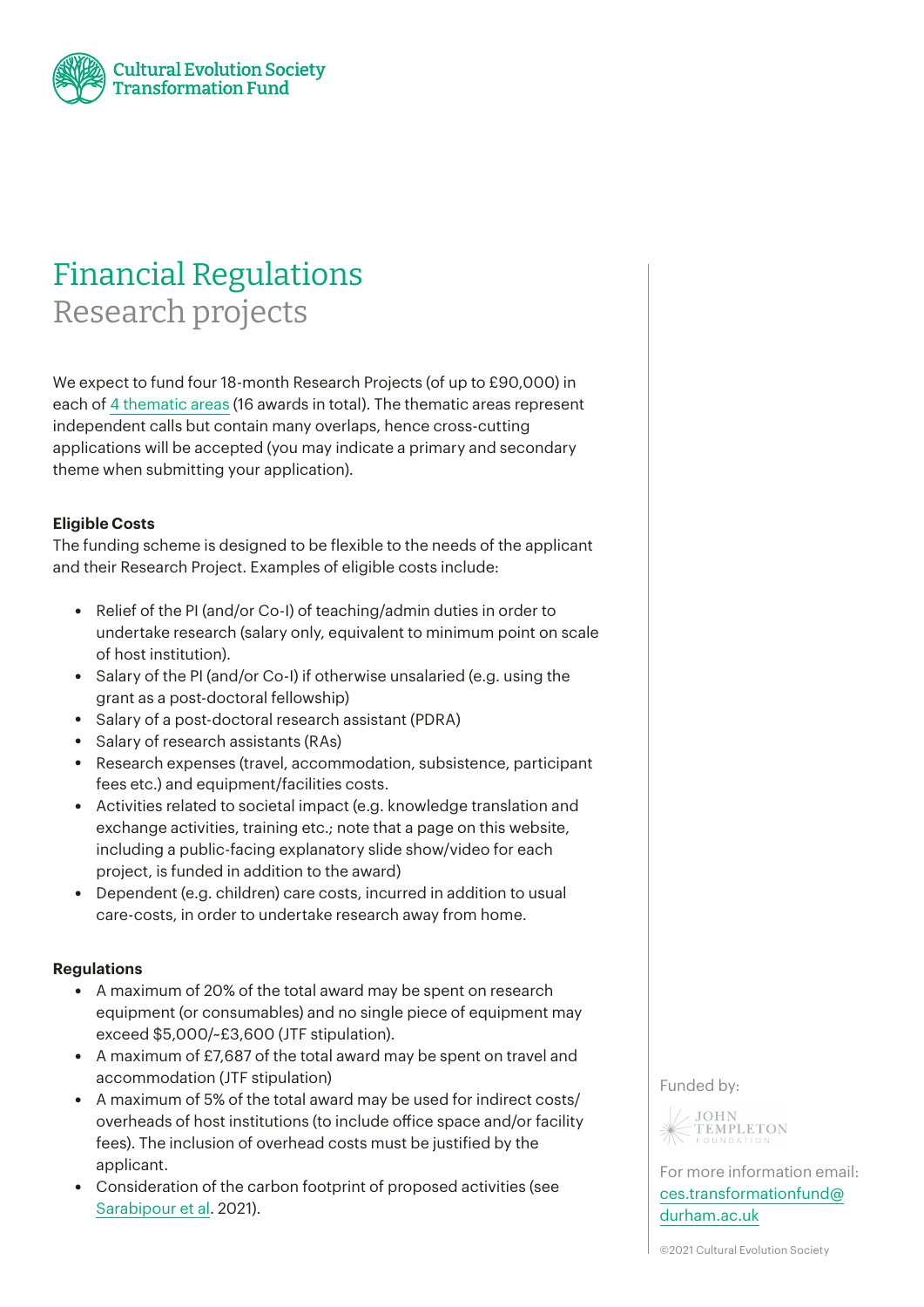Cultural Evolution Society
Transformation Fund

# Financial Regulations

## Research projects

We expect to fund four 18-month Research Projects (of up to £90,000) in each of 4 thematic areas (16 awards in total). The thematic areas represent independent calls but contain many overlaps, hence cross-cutting applications will be accepted (you may indicate a primary and secondary theme when submitting your application).

**Eligible Costs**

The funding scheme is designed to be flexible to the needs of the applicant and their Research Project. Examples of eligible costs include:

- Relief of the PI (and/or Co-I) of teaching/admin duties in order to undertake research (salary only, equivalent to minimum point on scale of host institution).
- Salary of the PI (and/or Co-I) if otherwise unsalaried (e.g. using the grant as a post-doctoral fellowship)
- Salary of a post-doctoral research assistant (PDRA)
- Salary of research assistants (RAs)
- Research expenses (travel, accommodation, subsistence, participant fees etc.) and equipment/facilities costs.
- Activities related to societal impact (e.g. knowledge translation and exchange activities, training etc.; note that a page on this website, including a public-facing explanatory slide show/video for each project, is funded in addition to the award)
- Dependent (e.g. children) care costs, incurred in addition to usual care-costs, in order to undertake research away from home.

**Regulations**

- A maximum of 20% of the total award may be spent on research equipment (or consumables) and no single piece of equipment may exceed $5,000/~£3,600 (JTF stipulation).
- A maximum of £7,687 of the total award may be spent on travel and accommodation (JTF stipulation)
- A maximum of 5% of the total award may be used for indirect costs/ overheads of host institutions (to include office space and/or facility fees). The inclusion of overhead costs must be justified by the applicant.
- Consideration of the carbon footprint of proposed activities (see Sarabipour et al. 2021).

Funded by:

JOHN TEMPLETON FOUNDATION

For more information email: ces.transformationfund@durham.ac.uk

©2021 Cultural Evolution Society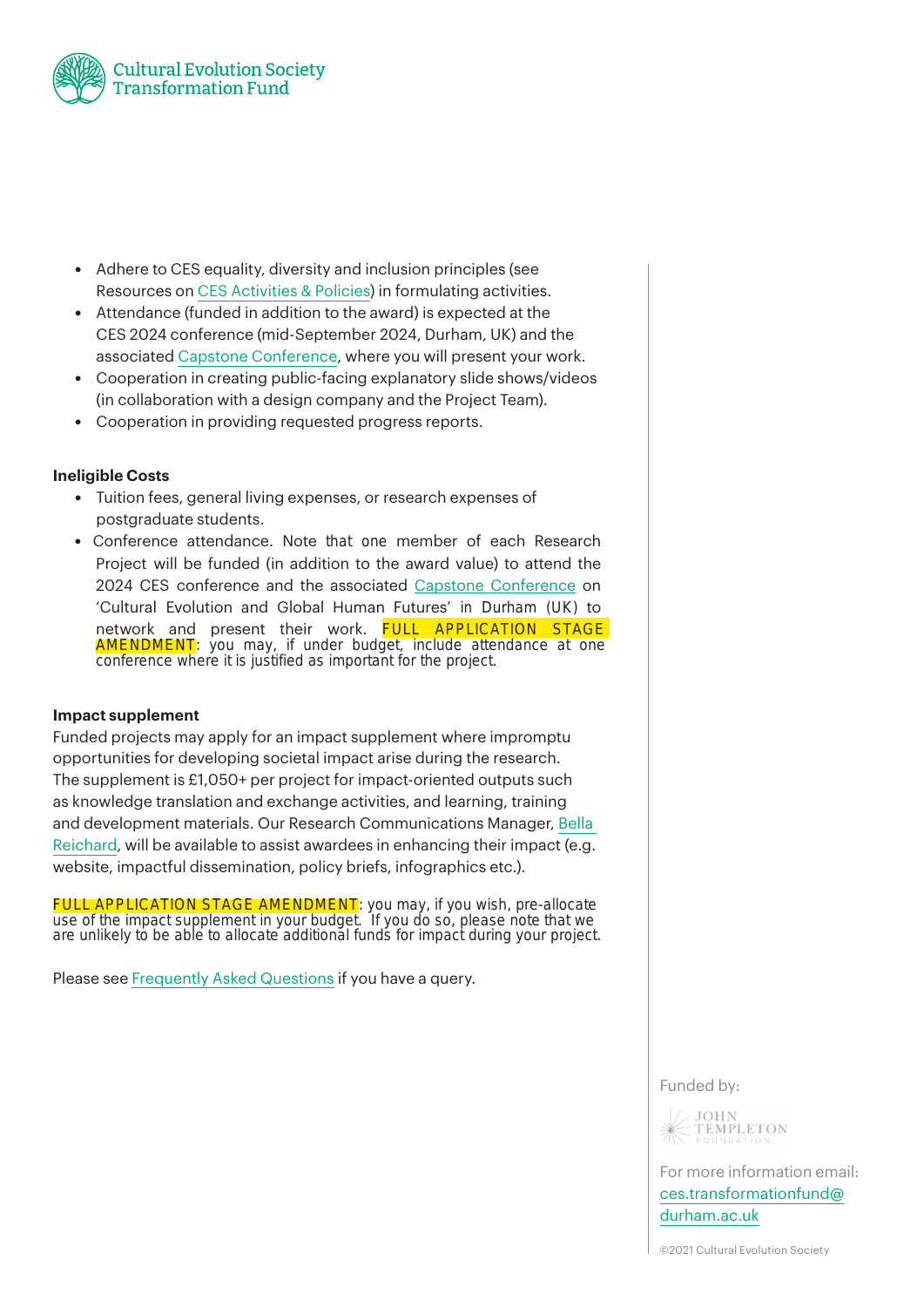- Adhere to CES equality, diversity and inclusion principles (see Resources on CES Activities & Policies) in formulating activities.
- Attendance (funded in addition to the award) is expected at the CES 2024 conference (mid-September 2024, Durham, UK) and the associated Capstone Conference, where you will present your work.
- Cooperation in creating public-facing explanatory slide shows/videos (in collaboration with a design company and the Project Team).
- Cooperation in providing requested progress reports.

**Ineligible Costs**

- Tuition fees, general living expenses, or research expenses of postgraduate students.
- Conference attendance. Note that one member of each Research Project will be funded (in addition to the award value) to attend the 2024 CES conference and the associated Capstone Conference on 'Cultural Evolution and Global Human Futures' in Durham (UK) to network and present their work. FULL APPLICATION STAGE AMENDMENT: you may, if under budget, include attendance at one conference where it is justified as important for the project.

**Impact supplement**

Funded projects may apply for an impact supplement where impromptu opportunities for developing societal impact arise during the research. The supplement is £1,050+ per project for impact-oriented outputs such as knowledge translation and exchange activities, and learning, training and development materials. Our Research Communications Manager, Bella Reichard, will be available to assist awardees in enhancing their impact (e.g. website, impactful dissemination, policy briefs, infographics etc.).

FULL APPLICATION STAGE AMENDMENT: you may, if you wish, pre-allocate use of the impact supplement in your budget. If you do so, please note that we are unlikely to be able to allocate additional funds for impact during your project.

Please see Frequently Asked Questions if you have a query.

Funded by:

JOHN TEMPLETON FOUNDATION

For more information email: ces.transformationfund@durham.ac.uk